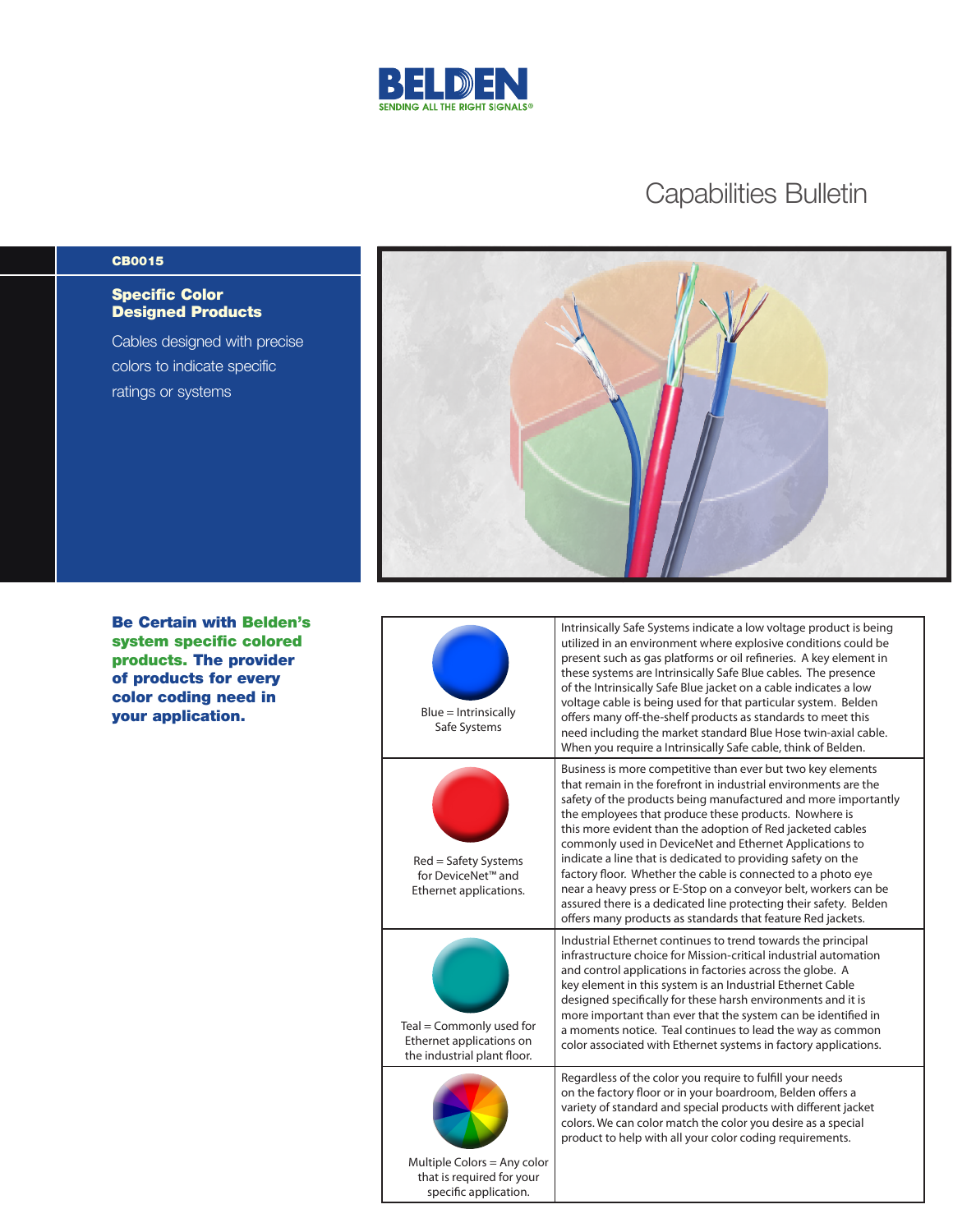BELDEN

SENDING ALL THE RIGHT SIGNALS®

# Capabilities Bulletin

**CB0015**

## Specific Color Designed Products

Cables designed with precise colors to indicate specific ratings or systems

**Be Certain with Belden's system specific colored products. The provider of products for every color coding need in your application.**

| Color | Description |
|---|---|
| Blue = Intrinsically Safe Systems | Intrinsically Safe Systems indicate a low voltage product is being utilized in an environment where explosive conditions could be present such as gas platforms or oil refineries. A key element in these systems are Intrinsically Safe Blue cables. The presence of the Intrinsically Safe Blue jacket on a cable indicates a low voltage cable is being used for that particular system. Belden offers many off-the-shelf products as standards to meet this need including the market standard Blue Hose twin-axial cable. When you require a Intrinsically Safe cable, think of Belden. |
| Red = Safety Systems for DeviceNet™ and Ethernet applications. | Business is more competitive than ever but two key elements that remain in the forefront in industrial environments are the safety of the products being manufactured and more importantly the employees that produce these products. Nowhere is this more evident than the adoption of Red jacketed cables commonly used in DeviceNet and Ethernet Applications to indicate a line that is dedicated to providing safety on the factory floor. Whether the cable is connected to a photo eye near a heavy press or E-Stop on a conveyor belt, workers can be assured there is a dedicated line protecting their safety. Belden offers many products as standards that feature Red jackets. |
| Teal = Commonly used for Ethernet applications on the industrial plant floor. | Industrial Ethernet continues to trend towards the principal infrastructure choice for Mission-critical industrial automation and control applications in factories across the globe. A key element in this system is an Industrial Ethernet Cable designed specifically for these harsh environments and it is more important than ever that the system can be identified in a moments notice. Teal continues to lead the way as common color associated with Ethernet systems in factory applications. |
| Multiple Colors = Any color that is required for your specific application. | Regardless of the color you require to fulfill your needs on the factory floor or in your boardroom, Belden offers a variety of standard and special products with different jacket colors. We can color match the color you desire as a special product to help with all your color coding requirements. |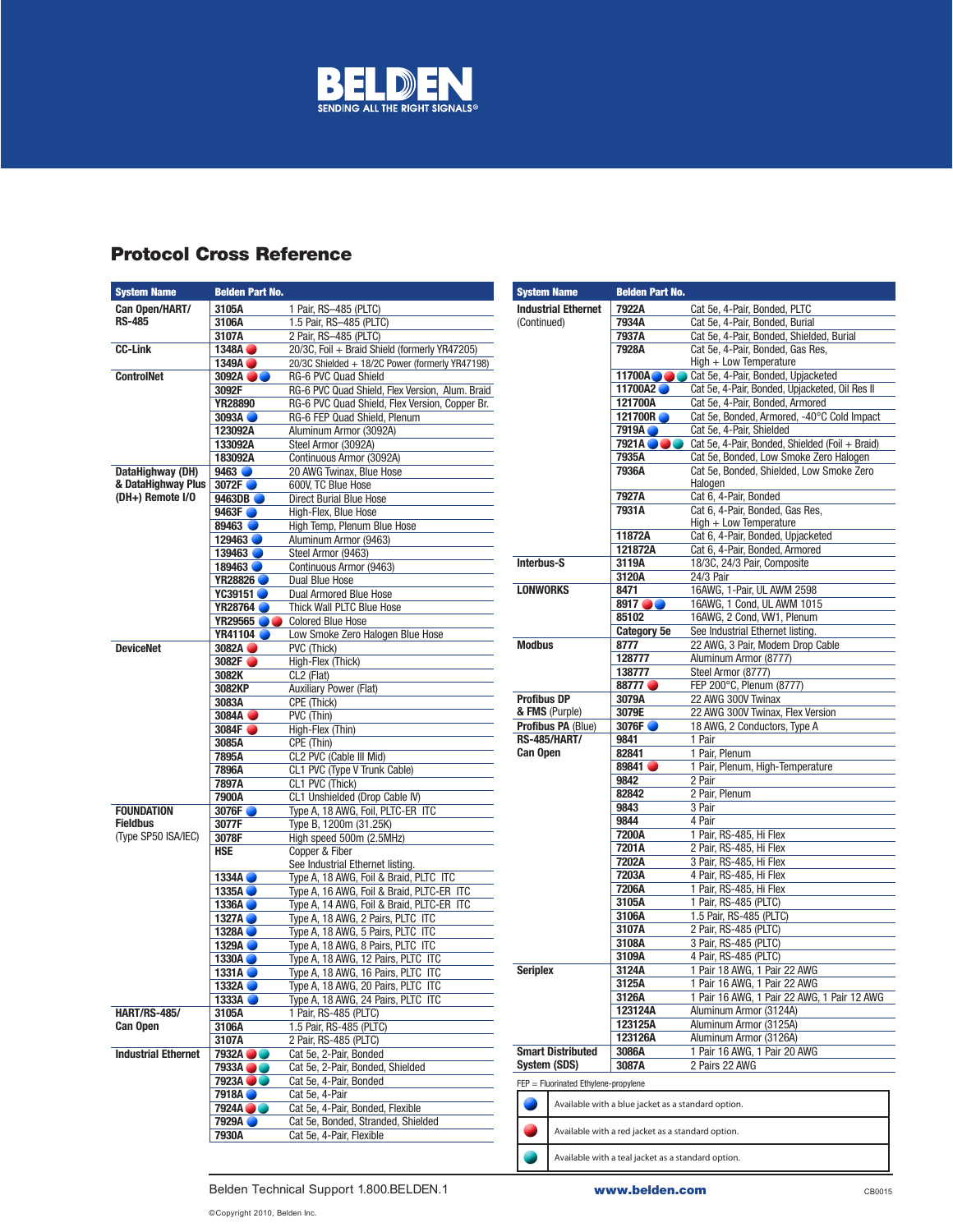BELDEN
SENDING ALL THE RIGHT SIGNALS®

## Protocol Cross Reference

| System Name | Belden Part No. | |
|---|---|---|
| Can Open/HART/ RS-485 | 3105A | 1 Pair, RS–485 (PLTC) |
| | 3106A | 1.5 Pair, RS–485 (PLTC) |
| | 3107A | 2 Pair, RS–485 (PLTC) |
| CC-Link | 1348A (red) | 20/3C, Foil + Braid Shield (formerly YR47205) |
| | 1349A (red) | 20/3C Shielded + 18/2C Power (formerly YR47198) |
| ControlNet | 3092A (red, blue) | RG-6 PVC Quad Shield |
| | 3092F | RG-6 PVC Quad Shield, Flex Version, Alum. Braid |
| | YR28890 | RG-6 PVC Quad Shield, Flex Version, Copper Br. |
| | 3093A (blue) | RG-6 FEP Quad Shield, Plenum |
| | 123092A | Aluminum Armor (3092A) |
| | 133092A | Steel Armor (3092A) |
| | 183092A | Continuous Armor (3092A) |
| DataHighway (DH) & DataHighway Plus (DH+) Remote I/O | 9463 (blue) | 20 AWG Twinax, Blue Hose |
| | 3072F (blue) | 600V, TC Blue Hose |
| | 9463DB (blue) | Direct Burial Blue Hose |
| | 9463F (blue) | High-Flex, Blue Hose |
| | 89463 (blue) | High Temp, Plenum Blue Hose |
| | 129463 (blue) | Aluminum Armor (9463) |
| | 139463 (blue) | Steel Armor (9463) |
| | 189463 (blue) | Continuous Armor (9463) |
| | YR28826 (blue) | Dual Blue Hose |
| | YC39151 (blue) | Dual Armored Blue Hose |
| | YR28764 (blue) | Thick Wall PLTC Blue Hose |
| | YR29565 (blue, red) | Colored Blue Hose |
| | YR41104 (blue) | Low Smoke Zero Halogen Blue Hose |
| DeviceNet | 3082A (red) | PVC (Thick) |
| | 3082F (red) | High-Flex (Thick) |
| | 3082K | CL2 (Flat) |
| | 3082KP | Auxiliary Power (Flat) |
| | 3083A | CPE (Thick) |
| | 3084A (red) | PVC (Thin) |
| | 3084F (red) | High-Flex (Thin) |
| | 3085A | CPE (Thin) |
| | 7895A | CL2 PVC (Cable III Mid) |
| | 7896A | CL1 PVC (Type V Trunk Cable) |
| | 7897A | CL1 PVC (Thick) |
| | 7900A | CL1 Unshielded (Drop Cable IV) |
| FOUNDATION Fieldbus (Type SP50 ISA/IEC) | 3076F (blue) | Type A, 18 AWG, Foil, PLTC-ER ITC |
| | 3077F | Type B, 1200m (31.25K) |
| | 3078F | High speed 500m (2.5MHz) |
| | HSE | Copper & Fiber<br>See Industrial Ethernet listing. |
| | 1334A (blue) | Type A, 18 AWG, Foil & Braid, PLTC ITC |
| | 1335A (blue) | Type A, 16 AWG, Foil & Braid, PLTC-ER ITC |
| | 1336A (blue) | Type A, 14 AWG, Foil & Braid, PLTC-ER ITC |
| | 1327A (blue) | Type A, 18 AWG, 2 Pairs, PLTC ITC |
| | 1328A (blue) | Type A, 18 AWG, 5 Pairs, PLTC ITC |
| | 1329A (blue) | Type A, 18 AWG, 8 Pairs, PLTC ITC |
| | 1330A (blue) | Type A, 18 AWG, 12 Pairs, PLTC ITC |
| | 1331A (blue) | Type A, 18 AWG, 16 Pairs, PLTC ITC |
| | 1332A (blue) | Type A, 18 AWG, 20 Pairs, PLTC ITC |
| | 1333A (blue) | Type A, 18 AWG, 24 Pairs, PLTC ITC |
| HART/RS-485/ Can Open | 3105A | 1 Pair, RS-485 (PLTC) |
| | 3106A | 1.5 Pair, RS-485 (PLTC) |
| | 3107A | 2 Pair, RS-485 (PLTC) |
| Industrial Ethernet | 7932A (red, teal) | Cat 5e, 2-Pair, Bonded |
| | 7933A (red, teal) | Cat 5e, 2-Pair, Bonded, Shielded |
| | 7923A (red, teal) | Cat 5e, 4-Pair, Bonded |
| | 7918A (blue) | Cat 5e, 4-Pair |
| | 7924A (red, teal) | Cat 5e, 4-Pair, Bonded, Flexible |
| | 7929A (blue) | Cat 5e, Bonded, Stranded, Shielded |
| | 7930A | Cat 5e, 4-Pair, Flexible |

| System Name | Belden Part No. | |
|---|---|---|
| Industrial Ethernet (Continued) | 7922A | Cat 5e, 4-Pair, Bonded, PLTC |
| | 7934A | Cat 5e, 4-Pair, Bonded, Burial |
| | 7937A | Cat 5e, 4-Pair, Bonded, Shielded, Burial |
| | 7928A | Cat 5e, 4-Pair, Bonded, Gas Res, High + Low Temperature |
| | 11700A (blue, red, teal) | Cat 5e, 4-Pair, Bonded, Upjacketed |
| | 11700A2 (blue) | Cat 5e, 4-Pair, Bonded, Upjacketed, Oil Res II |
| | 121700A | Cat 5e, 4-Pair, Bonded, Armored |
| | 121700R (blue) | Cat 5e, Bonded, Armored, -40°C Cold Impact |
| | 7919A (blue) | Cat 5e, 4-Pair, Shielded |
| | 7921A (blue, red, teal) | Cat 5e, 4-Pair, Bonded, Shielded (Foil + Braid) |
| | 7935A | Cat 5e, Bonded, Low Smoke Zero Halogen |
| | 7936A | Cat 5e, Bonded, Shielded, Low Smoke Zero Halogen |
| | 7927A | Cat 6, 4-Pair, Bonded |
| | 7931A | Cat 6, 4-Pair, Bonded, Gas Res, High + Low Temperature |
| | 11872A | Cat 6, 4-Pair, Bonded, Upjacketed |
| | 121872A | Cat 6, 4-Pair, Bonded, Armored |
| Interbus-S | 3119A | 18/3C, 24/3 Pair, Composite |
| | 3120A | 24/3 Pair |
| LONWORKS | 8471 | 16AWG, 1-Pair, UL AWM 2598 |
| | 8917 (red, blue) | 16AWG, 1 Cond, UL AWM 1015 |
| | 85102 | 16AWG, 2 Cond, VW1, Plenum |
| | Category 5e | See Industrial Ethernet listing. |
| Modbus | 8777 | 22 AWG, 3 Pair, Modem Drop Cable |
| | 128777 | Aluminum Armor (8777) |
| | 138777 | Steel Armor (8777) |
| | 88777 (red) | FEP 200°C, Plenum (8777) |
| Profibus DP & FMS (Purple) | 3079A | 22 AWG 300V Twinax |
| | 3079E | 22 AWG 300V Twinax, Flex Version |
| Profibus PA (Blue) | 3076F (blue) | 18 AWG, 2 Conductors, Type A |
| RS-485/HART/ Can Open | 9841 | 1 Pair |
| | 82841 | 1 Pair, Plenum |
| | 89841 (red) | 1 Pair, Plenum, High-Temperature |
| | 9842 | 2 Pair |
| | 82842 | 2 Pair, Plenum |
| | 9843 | 3 Pair |
| | 9844 | 4 Pair |
| | 7200A | 1 Pair, RS-485, Hi Flex |
| | 7201A | 2 Pair, RS-485, Hi Flex |
| | 7202A | 3 Pair, RS-485, Hi Flex |
| | 7203A | 4 Pair, RS-485, Hi Flex |
| | 7206A | 1 Pair, RS-485, Hi Flex |
| | 3105A | 1 Pair, RS-485 (PLTC) |
| | 3106A | 1.5 Pair, RS-485 (PLTC) |
| | 3107A | 2 Pair, RS-485 (PLTC) |
| | 3108A | 3 Pair, RS-485 (PLTC) |
| | 3109A | 4 Pair, RS-485 (PLTC) |
| Seriplex | 3124A | 1 Pair 18 AWG, 1 Pair 22 AWG |
| | 3125A | 1 Pair 16 AWG, 1 Pair 22 AWG |
| | 3126A | 1 Pair 16 AWG, 1 Pair 22 AWG, 1 Pair 12 AWG |
| | 123124A | Aluminum Armor (3124A) |
| | 123125A | Aluminum Armor (3125A) |
| | 123126A | Aluminum Armor (3126A) |
| Smart Distributed System (SDS) | 3086A | 1 Pair 16 AWG, 1 Pair 20 AWG |
| | 3087A | 2 Pairs 22 AWG |

FEP = Fluorinated Ethylene-propylene

| | |
|---|---|
| (blue) | Available with a blue jacket as a standard option. |
| (red) | Available with a red jacket as a standard option. |
| (teal) | Available with a teal jacket as a standard option. |

Belden Technical Support 1.800.BELDEN.1 www.belden.com CB0015

©Copyright 2010, Belden Inc.